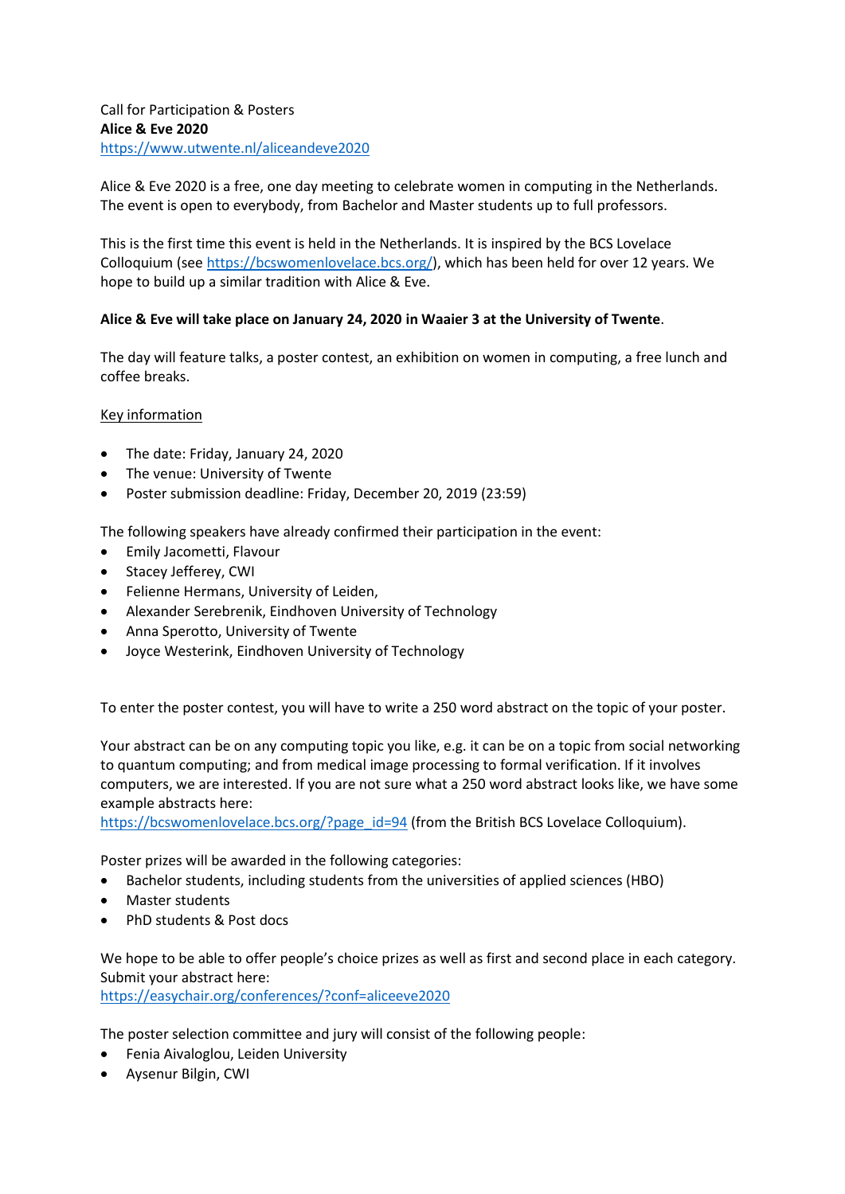Call for Participation & Posters
**Alice & Eve 2020**
https://www.utwente.nl/aliceandeve2020

Alice & Eve 2020 is a free, one day meeting to celebrate women in computing in the Netherlands. The event is open to everybody, from Bachelor and Master students up to full professors.

This is the first time this event is held in the Netherlands. It is inspired by the BCS Lovelace Colloquium (see https://bcswomenlovelace.bcs.org/), which has been held for over 12 years. We hope to build up a similar tradition with Alice & Eve.

**Alice & Eve will take place on January 24, 2020 in Waaier 3 at the University of Twente**.

The day will feature talks, a poster contest, an exhibition on women in computing, a free lunch and coffee breaks.

Key information

- The date: Friday, January 24, 2020
- The venue: University of Twente
- Poster submission deadline: Friday, December 20, 2019 (23:59)

The following speakers have already confirmed their participation in the event:

- Emily Jacometti, Flavour
- Stacey Jefferey, CWI
- Felienne Hermans, University of Leiden,
- Alexander Serebrenik, Eindhoven University of Technology
- Anna Sperotto, University of Twente
- Joyce Westerink, Eindhoven University of Technology

To enter the poster contest, you will have to write a 250 word abstract on the topic of your poster.

Your abstract can be on any computing topic you like, e.g. it can be on a topic from social networking to quantum computing; and from medical image processing to formal verification. If it involves computers, we are interested. If you are not sure what a 250 word abstract looks like, we have some example abstracts here:
https://bcswomenlovelace.bcs.org/?page_id=94 (from the British BCS Lovelace Colloquium).

Poster prizes will be awarded in the following categories:

- Bachelor students, including students from the universities of applied sciences (HBO)
- Master students
- PhD students & Post docs

We hope to be able to offer people's choice prizes as well as first and second place in each category.
Submit your abstract here:
https://easychair.org/conferences/?conf=aliceeve2020

The poster selection committee and jury will consist of the following people:

- Fenia Aivaloglou, Leiden University
- Aysenur Bilgin, CWI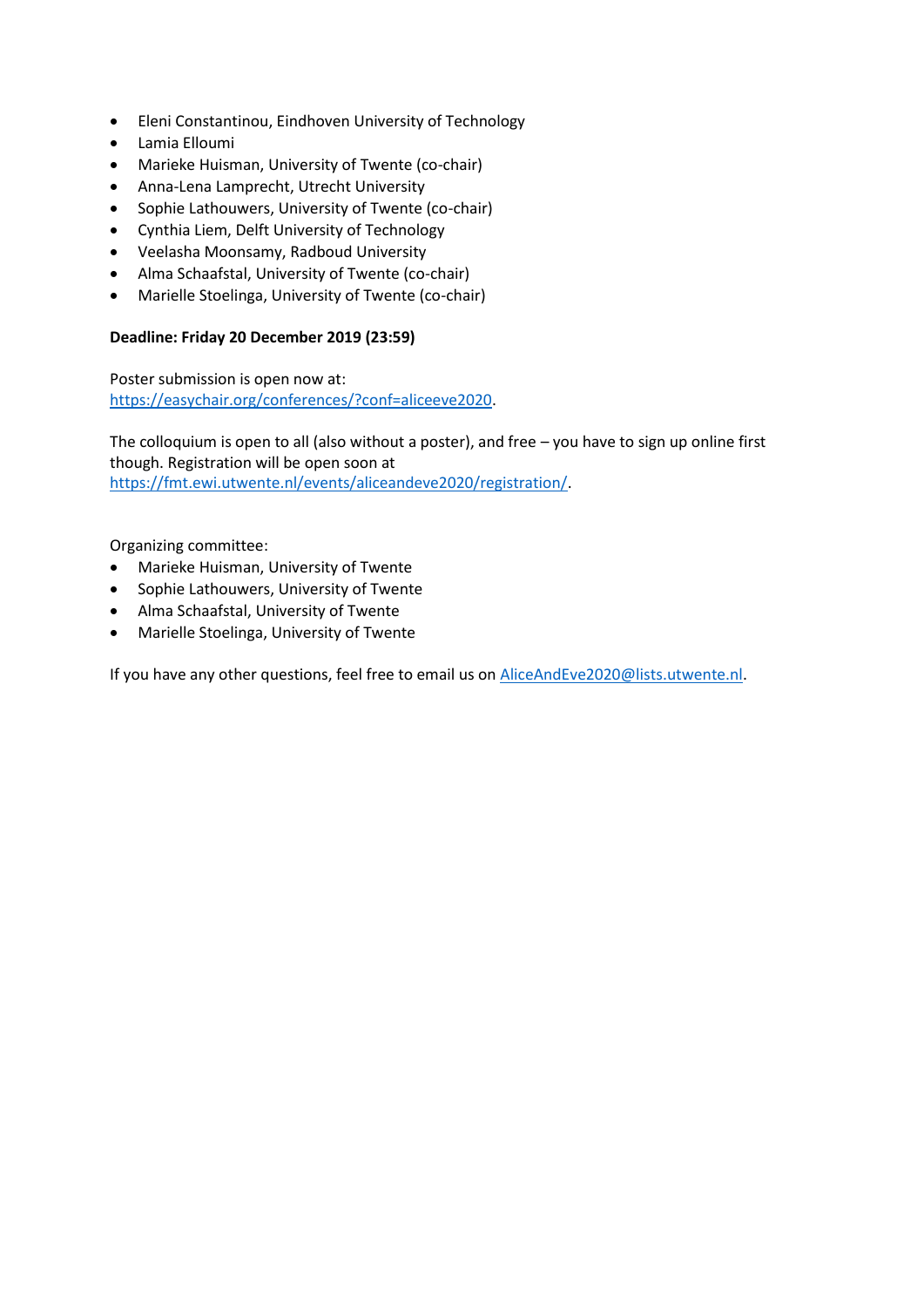- Eleni Constantinou, Eindhoven University of Technology
- Lamia Elloumi
- Marieke Huisman, University of Twente (co-chair)
- Anna-Lena Lamprecht, Utrecht University
- Sophie Lathouwers, University of Twente (co-chair)
- Cynthia Liem, Delft University of Technology
- Veelasha Moonsamy, Radboud University
- Alma Schaafstal, University of Twente (co-chair)
- Marielle Stoelinga, University of Twente (co-chair)

**Deadline: Friday 20 December 2019 (23:59)**

Poster submission is open now at:
https://easychair.org/conferences/?conf=aliceeve2020.

The colloquium is open to all (also without a poster), and free – you have to sign up online first though. Registration will be open soon at
https://fmt.ewi.utwente.nl/events/aliceandeve2020/registration/.

Organizing committee:

- Marieke Huisman, University of Twente
- Sophie Lathouwers, University of Twente
- Alma Schaafstal, University of Twente
- Marielle Stoelinga, University of Twente

If you have any other questions, feel free to email us on AliceAndEve2020@lists.utwente.nl.